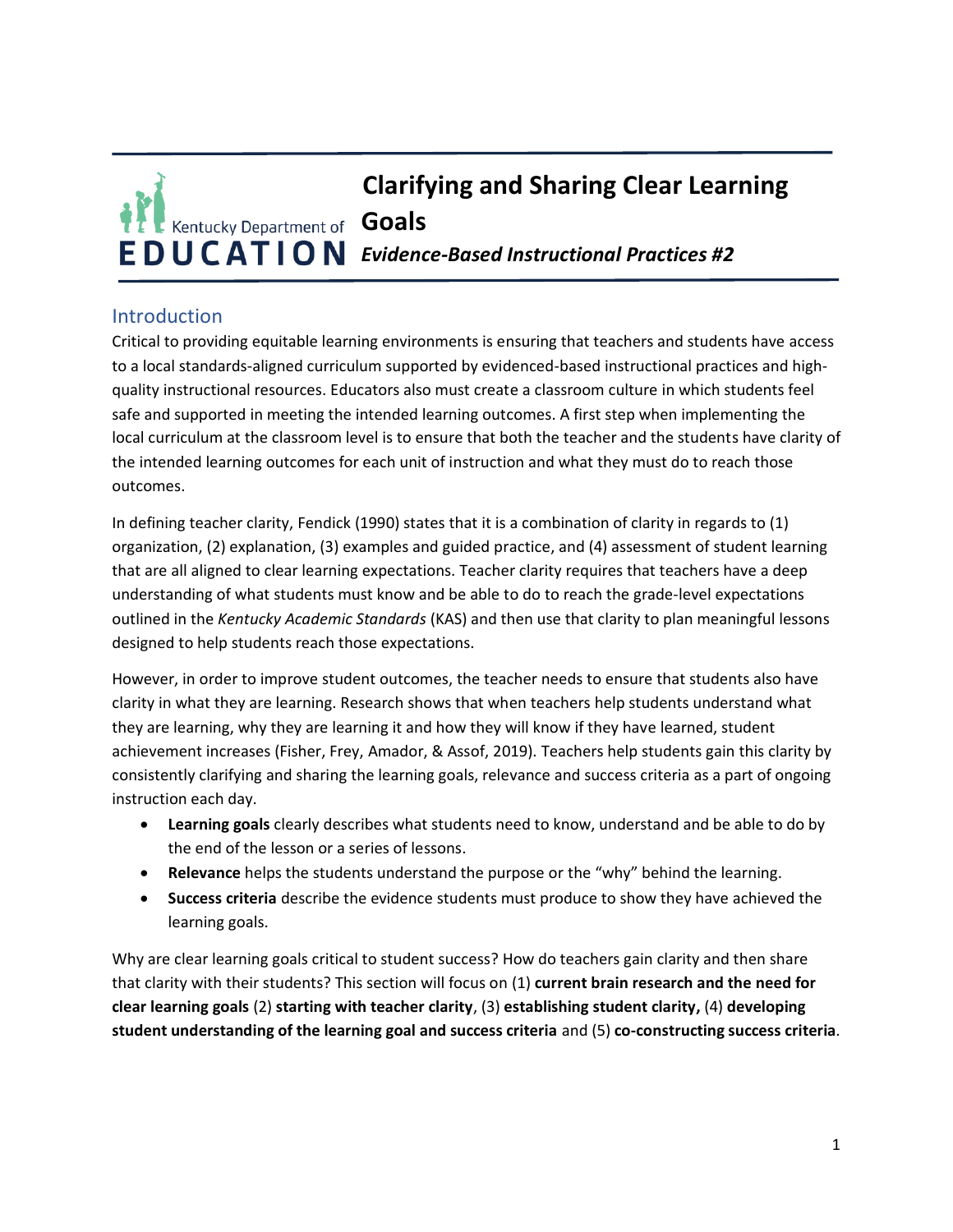Kentucky Department of EDUCATION

# Clarifying and Sharing Clear Learning Goals

*Evidence-Based Instructional Practices #2*

## Introduction

Critical to providing equitable learning environments is ensuring that teachers and students have access to a local standards-aligned curriculum supported by evidenced-based instructional practices and high-quality instructional resources. Educators also must create a classroom culture in which students feel safe and supported in meeting the intended learning outcomes. A first step when implementing the local curriculum at the classroom level is to ensure that both the teacher and the students have clarity of the intended learning outcomes for each unit of instruction and what they must do to reach those outcomes.

In defining teacher clarity, Fendick (1990) states that it is a combination of clarity in regards to (1) organization, (2) explanation, (3) examples and guided practice, and (4) assessment of student learning that are all aligned to clear learning expectations. Teacher clarity requires that teachers have a deep understanding of what students must know and be able to do to reach the grade-level expectations outlined in the *Kentucky Academic Standards* (KAS) and then use that clarity to plan meaningful lessons designed to help students reach those expectations.

However, in order to improve student outcomes, the teacher needs to ensure that students also have clarity in what they are learning. Research shows that when teachers help students understand what they are learning, why they are learning it and how they will know if they have learned, student achievement increases (Fisher, Frey, Amador, & Assof, 2019). Teachers help students gain this clarity by consistently clarifying and sharing the learning goals, relevance and success criteria as a part of ongoing instruction each day.

- **Learning goals** clearly describes what students need to know, understand and be able to do by the end of the lesson or a series of lessons.
- **Relevance** helps the students understand the purpose or the "why" behind the learning.
- **Success criteria** describe the evidence students must produce to show they have achieved the learning goals.

Why are clear learning goals critical to student success? How do teachers gain clarity and then share that clarity with their students? This section will focus on (1) **current brain research and the need for clear learning goals** (2) **starting with teacher clarity**, (3) **establishing student clarity,** (4) **developing student understanding of the learning goal and success criteria** and (5) **co-constructing success criteria**.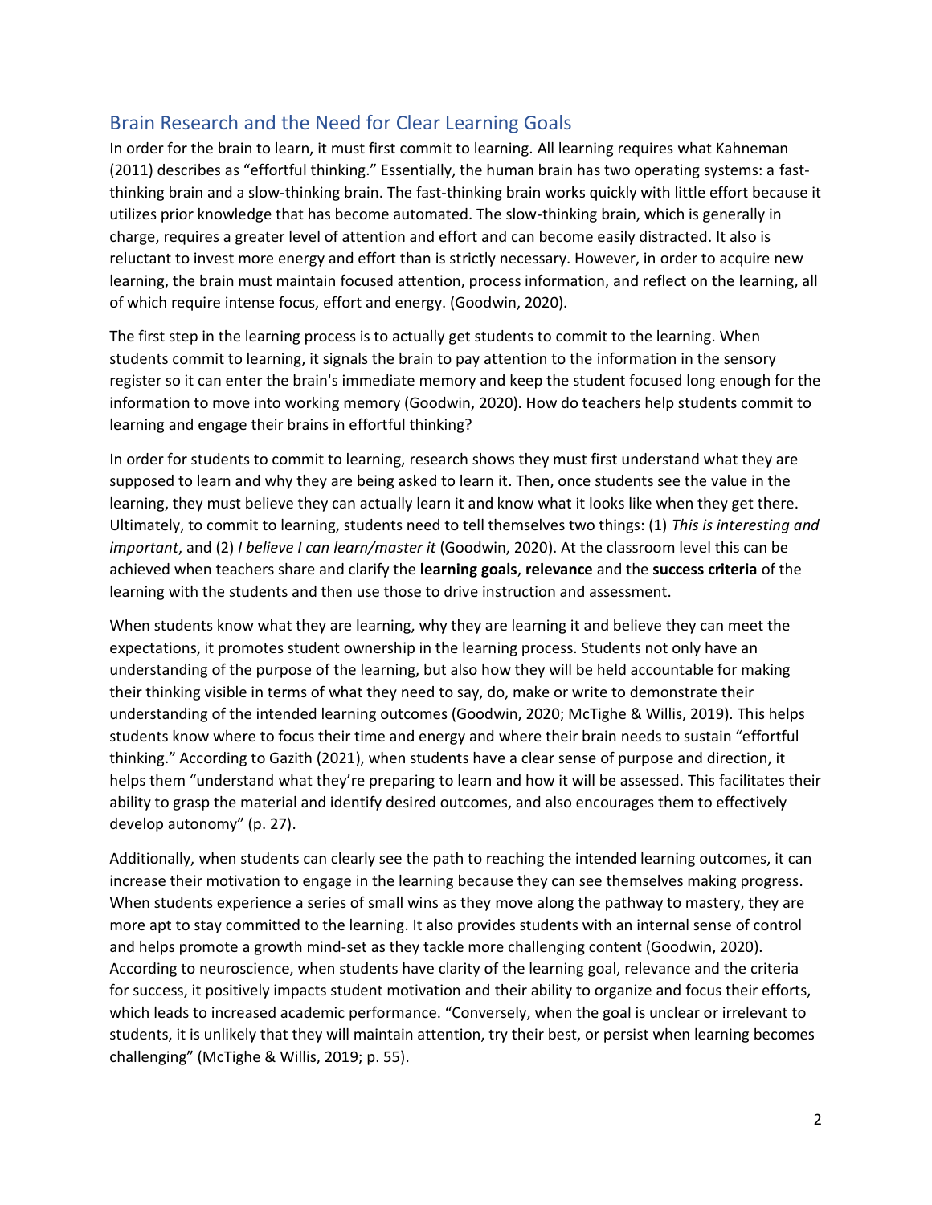## Brain Research and the Need for Clear Learning Goals

In order for the brain to learn, it must first commit to learning. All learning requires what Kahneman (2011) describes as "effortful thinking." Essentially, the human brain has two operating systems: a fast-thinking brain and a slow-thinking brain. The fast-thinking brain works quickly with little effort because it utilizes prior knowledge that has become automated. The slow-thinking brain, which is generally in charge, requires a greater level of attention and effort and can become easily distracted. It also is reluctant to invest more energy and effort than is strictly necessary. However, in order to acquire new learning, the brain must maintain focused attention, process information, and reflect on the learning, all of which require intense focus, effort and energy. (Goodwin, 2020).

The first step in the learning process is to actually get students to commit to the learning. When students commit to learning, it signals the brain to pay attention to the information in the sensory register so it can enter the brain's immediate memory and keep the student focused long enough for the information to move into working memory (Goodwin, 2020). How do teachers help students commit to learning and engage their brains in effortful thinking?

In order for students to commit to learning, research shows they must first understand what they are supposed to learn and why they are being asked to learn it. Then, once students see the value in the learning, they must believe they can actually learn it and know what it looks like when they get there. Ultimately, to commit to learning, students need to tell themselves two things: (1) *This is interesting and important*, and (2) *I believe I can learn/master it* (Goodwin, 2020). At the classroom level this can be achieved when teachers share and clarify the **learning goals**, **relevance** and the **success criteria** of the learning with the students and then use those to drive instruction and assessment.

When students know what they are learning, why they are learning it and believe they can meet the expectations, it promotes student ownership in the learning process. Students not only have an understanding of the purpose of the learning, but also how they will be held accountable for making their thinking visible in terms of what they need to say, do, make or write to demonstrate their understanding of the intended learning outcomes (Goodwin, 2020; McTighe & Willis, 2019). This helps students know where to focus their time and energy and where their brain needs to sustain "effortful thinking." According to Gazith (2021), when students have a clear sense of purpose and direction, it helps them "understand what they're preparing to learn and how it will be assessed. This facilitates their ability to grasp the material and identify desired outcomes, and also encourages them to effectively develop autonomy" (p. 27).

Additionally, when students can clearly see the path to reaching the intended learning outcomes, it can increase their motivation to engage in the learning because they can see themselves making progress. When students experience a series of small wins as they move along the pathway to mastery, they are more apt to stay committed to the learning. It also provides students with an internal sense of control and helps promote a growth mind-set as they tackle more challenging content (Goodwin, 2020). According to neuroscience, when students have clarity of the learning goal, relevance and the criteria for success, it positively impacts student motivation and their ability to organize and focus their efforts, which leads to increased academic performance. "Conversely, when the goal is unclear or irrelevant to students, it is unlikely that they will maintain attention, try their best, or persist when learning becomes challenging" (McTighe & Willis, 2019; p. 55).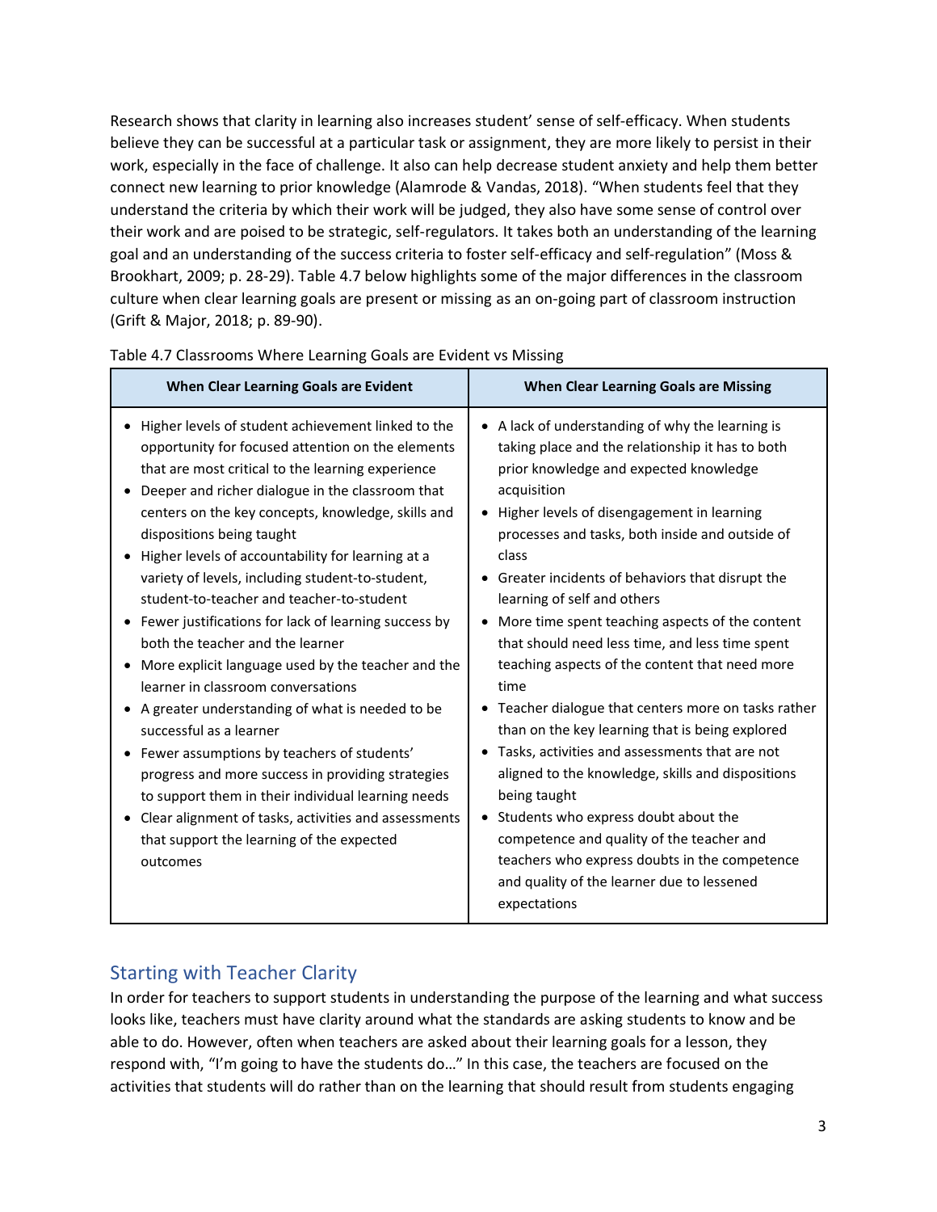Research shows that clarity in learning also increases student' sense of self-efficacy. When students believe they can be successful at a particular task or assignment, they are more likely to persist in their work, especially in the face of challenge. It also can help decrease student anxiety and help them better connect new learning to prior knowledge (Alamrode & Vandas, 2018). "When students feel that they understand the criteria by which their work will be judged, they also have some sense of control over their work and are poised to be strategic, self-regulators. It takes both an understanding of the learning goal and an understanding of the success criteria to foster self-efficacy and self-regulation" (Moss & Brookhart, 2009; p. 28-29). Table 4.7 below highlights some of the major differences in the classroom culture when clear learning goals are present or missing as an on-going part of classroom instruction (Grift & Major, 2018; p. 89-90).

Table 4.7 Classrooms Where Learning Goals are Evident vs Missing

| When Clear Learning Goals are Evident | When Clear Learning Goals are Missing |
|---|---|
| • Higher levels of student achievement linked to the opportunity for focused attention on the elements that are most critical to the learning experience<br>• Deeper and richer dialogue in the classroom that centers on the key concepts, knowledge, skills and dispositions being taught<br>• Higher levels of accountability for learning at a variety of levels, including student-to-student, student-to-teacher and teacher-to-student<br>• Fewer justifications for lack of learning success by both the teacher and the learner<br>• More explicit language used by the teacher and the learner in classroom conversations<br>• A greater understanding of what is needed to be successful as a learner<br>• Fewer assumptions by teachers of students' progress and more success in providing strategies to support them in their individual learning needs<br>• Clear alignment of tasks, activities and assessments that support the learning of the expected outcomes | • A lack of understanding of why the learning is taking place and the relationship it has to both prior knowledge and expected knowledge acquisition<br>• Higher levels of disengagement in learning processes and tasks, both inside and outside of class<br>• Greater incidents of behaviors that disrupt the learning of self and others<br>• More time spent teaching aspects of the content that should need less time, and less time spent teaching aspects of the content that need more time<br>• Teacher dialogue that centers more on tasks rather than on the key learning that is being explored<br>• Tasks, activities and assessments that are not aligned to the knowledge, skills and dispositions being taught<br>• Students who express doubt about the competence and quality of the teacher and teachers who express doubts in the competence and quality of the learner due to lessened expectations |

## Starting with Teacher Clarity

In order for teachers to support students in understanding the purpose of the learning and what success looks like, teachers must have clarity around what the standards are asking students to know and be able to do. However, often when teachers are asked about their learning goals for a lesson, they respond with, "I'm going to have the students do…" In this case, the teachers are focused on the activities that students will do rather than on the learning that should result from students engaging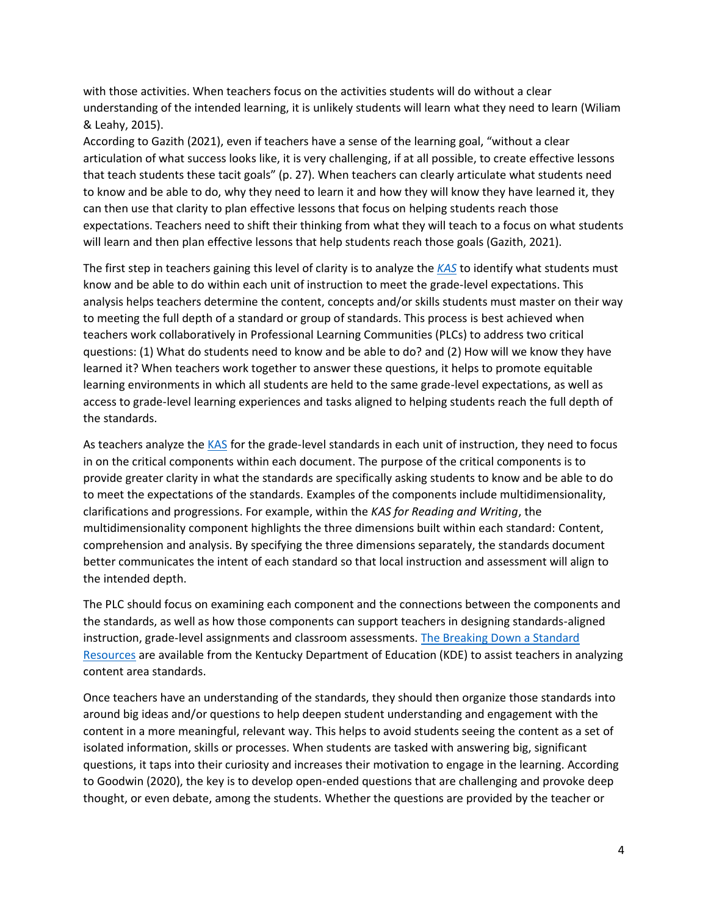with those activities. When teachers focus on the activities students will do without a clear understanding of the intended learning, it is unlikely students will learn what they need to learn (Wiliam & Leahy, 2015).

According to Gazith (2021), even if teachers have a sense of the learning goal, "without a clear articulation of what success looks like, it is very challenging, if at all possible, to create effective lessons that teach students these tacit goals" (p. 27). When teachers can clearly articulate what students need to know and be able to do, why they need to learn it and how they will know they have learned it, they can then use that clarity to plan effective lessons that focus on helping students reach those expectations. Teachers need to shift their thinking from what they will teach to a focus on what students will learn and then plan effective lessons that help students reach those goals (Gazith, 2021).

The first step in teachers gaining this level of clarity is to analyze the *KAS* to identify what students must know and be able to do within each unit of instruction to meet the grade-level expectations. This analysis helps teachers determine the content, concepts and/or skills students must master on their way to meeting the full depth of a standard or group of standards. This process is best achieved when teachers work collaboratively in Professional Learning Communities (PLCs) to address two critical questions: (1) What do students need to know and be able to do? and (2) How will we know they have learned it? When teachers work together to answer these questions, it helps to promote equitable learning environments in which all students are held to the same grade-level expectations, as well as access to grade-level learning experiences and tasks aligned to helping students reach the full depth of the standards.

As teachers analyze the KAS for the grade-level standards in each unit of instruction, they need to focus in on the critical components within each document. The purpose of the critical components is to provide greater clarity in what the standards are specifically asking students to know and be able to do to meet the expectations of the standards. Examples of the components include multidimensionality, clarifications and progressions. For example, within the *KAS for Reading and Writing*, the multidimensionality component highlights the three dimensions built within each standard: Content, comprehension and analysis. By specifying the three dimensions separately, the standards document better communicates the intent of each standard so that local instruction and assessment will align to the intended depth.

The PLC should focus on examining each component and the connections between the components and the standards, as well as how those components can support teachers in designing standards-aligned instruction, grade-level assignments and classroom assessments. The Breaking Down a Standard Resources are available from the Kentucky Department of Education (KDE) to assist teachers in analyzing content area standards.

Once teachers have an understanding of the standards, they should then organize those standards into around big ideas and/or questions to help deepen student understanding and engagement with the content in a more meaningful, relevant way. This helps to avoid students seeing the content as a set of isolated information, skills or processes. When students are tasked with answering big, significant questions, it taps into their curiosity and increases their motivation to engage in the learning. According to Goodwin (2020), the key is to develop open-ended questions that are challenging and provoke deep thought, or even debate, among the students. Whether the questions are provided by the teacher or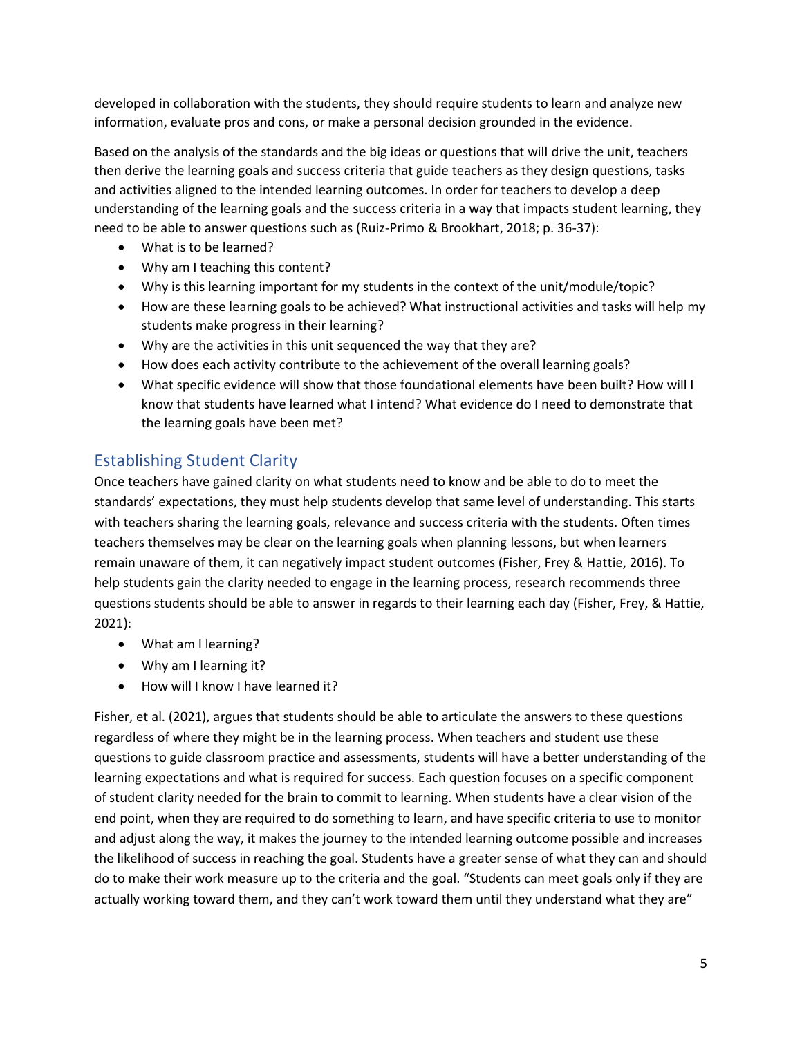developed in collaboration with the students, they should require students to learn and analyze new information, evaluate pros and cons, or make a personal decision grounded in the evidence.

Based on the analysis of the standards and the big ideas or questions that will drive the unit, teachers then derive the learning goals and success criteria that guide teachers as they design questions, tasks and activities aligned to the intended learning outcomes. In order for teachers to develop a deep understanding of the learning goals and the success criteria in a way that impacts student learning, they need to be able to answer questions such as (Ruiz-Primo & Brookhart, 2018; p. 36-37):

- What is to be learned?
- Why am I teaching this content?
- Why is this learning important for my students in the context of the unit/module/topic?
- How are these learning goals to be achieved? What instructional activities and tasks will help my students make progress in their learning?
- Why are the activities in this unit sequenced the way that they are?
- How does each activity contribute to the achievement of the overall learning goals?
- What specific evidence will show that those foundational elements have been built? How will I know that students have learned what I intend? What evidence do I need to demonstrate that the learning goals have been met?

## Establishing Student Clarity

Once teachers have gained clarity on what students need to know and be able to do to meet the standards' expectations, they must help students develop that same level of understanding. This starts with teachers sharing the learning goals, relevance and success criteria with the students. Often times teachers themselves may be clear on the learning goals when planning lessons, but when learners remain unaware of them, it can negatively impact student outcomes (Fisher, Frey & Hattie, 2016). To help students gain the clarity needed to engage in the learning process, research recommends three questions students should be able to answer in regards to their learning each day (Fisher, Frey, & Hattie, 2021):

- What am I learning?
- Why am I learning it?
- How will I know I have learned it?

Fisher, et al. (2021), argues that students should be able to articulate the answers to these questions regardless of where they might be in the learning process. When teachers and student use these questions to guide classroom practice and assessments, students will have a better understanding of the learning expectations and what is required for success. Each question focuses on a specific component of student clarity needed for the brain to commit to learning. When students have a clear vision of the end point, when they are required to do something to learn, and have specific criteria to use to monitor and adjust along the way, it makes the journey to the intended learning outcome possible and increases the likelihood of success in reaching the goal. Students have a greater sense of what they can and should do to make their work measure up to the criteria and the goal. "Students can meet goals only if they are actually working toward them, and they can't work toward them until they understand what they are"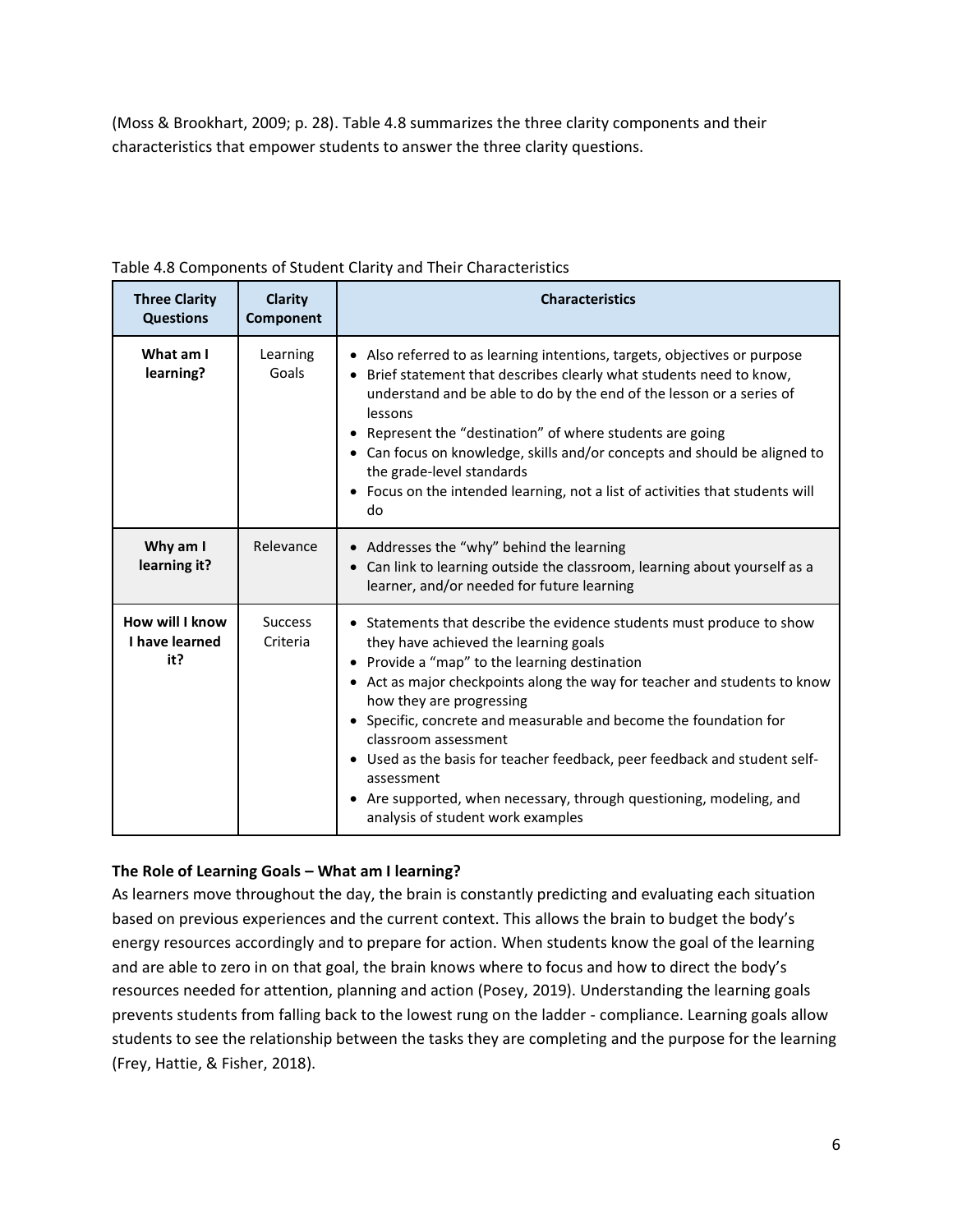(Moss & Brookhart, 2009; p. 28). Table 4.8 summarizes the three clarity components and their characteristics that empower students to answer the three clarity questions.

Table 4.8 Components of Student Clarity and Their Characteristics

| Three Clarity Questions | Clarity Component | Characteristics |
|---|---|---|
| **What am I learning?** | Learning Goals | • Also referred to as learning intentions, targets, objectives or purpose<br>• Brief statement that describes clearly what students need to know, understand and be able to do by the end of the lesson or a series of lessons<br>• Represent the "destination" of where students are going<br>• Can focus on knowledge, skills and/or concepts and should be aligned to the grade-level standards<br>• Focus on the intended learning, not a list of activities that students will do |
| **Why am I learning it?** | Relevance | • Addresses the "why" behind the learning<br>• Can link to learning outside the classroom, learning about yourself as a learner, and/or needed for future learning |
| **How will I know I have learned it?** | Success Criteria | • Statements that describe the evidence students must produce to show they have achieved the learning goals<br>• Provide a "map" to the learning destination<br>• Act as major checkpoints along the way for teacher and students to know how they are progressing<br>• Specific, concrete and measurable and become the foundation for classroom assessment<br>• Used as the basis for teacher feedback, peer feedback and student self-assessment<br>• Are supported, when necessary, through questioning, modeling, and analysis of student work examples |

**The Role of Learning Goals – What am I learning?**

As learners move throughout the day, the brain is constantly predicting and evaluating each situation based on previous experiences and the current context. This allows the brain to budget the body's energy resources accordingly and to prepare for action. When students know the goal of the learning and are able to zero in on that goal, the brain knows where to focus and how to direct the body's resources needed for attention, planning and action (Posey, 2019). Understanding the learning goals prevents students from falling back to the lowest rung on the ladder - compliance. Learning goals allow students to see the relationship between the tasks they are completing and the purpose for the learning (Frey, Hattie, & Fisher, 2018).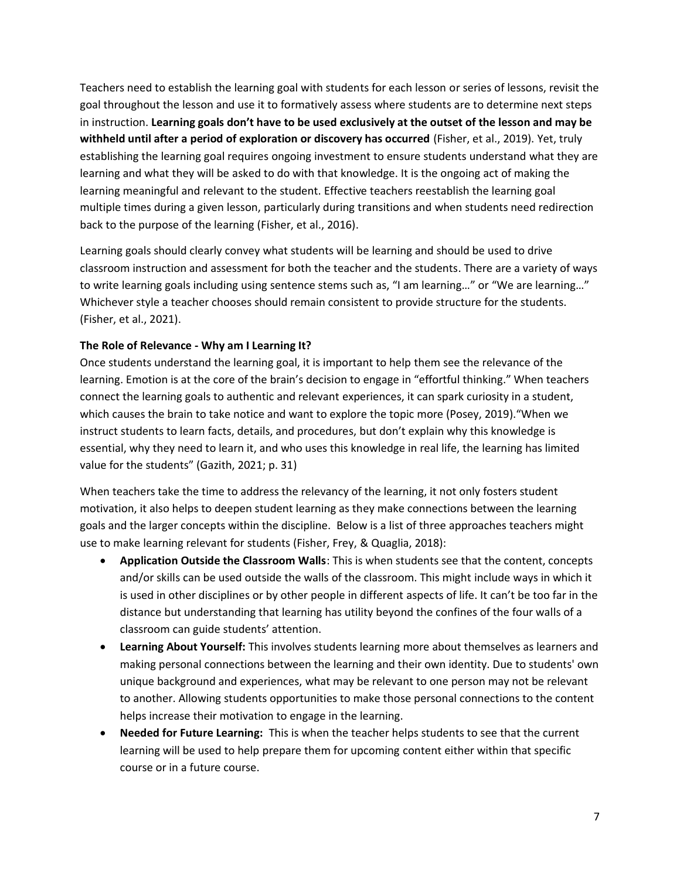Teachers need to establish the learning goal with students for each lesson or series of lessons, revisit the goal throughout the lesson and use it to formatively assess where students are to determine next steps in instruction. **Learning goals don't have to be used exclusively at the outset of the lesson and may be withheld until after a period of exploration or discovery has occurred** (Fisher, et al., 2019). Yet, truly establishing the learning goal requires ongoing investment to ensure students understand what they are learning and what they will be asked to do with that knowledge. It is the ongoing act of making the learning meaningful and relevant to the student. Effective teachers reestablish the learning goal multiple times during a given lesson, particularly during transitions and when students need redirection back to the purpose of the learning (Fisher, et al., 2016).

Learning goals should clearly convey what students will be learning and should be used to drive classroom instruction and assessment for both the teacher and the students. There are a variety of ways to write learning goals including using sentence stems such as, "I am learning…" or "We are learning…" Whichever style a teacher chooses should remain consistent to provide structure for the students. (Fisher, et al., 2021).

**The Role of Relevance - Why am I Learning It?**

Once students understand the learning goal, it is important to help them see the relevance of the learning. Emotion is at the core of the brain's decision to engage in "effortful thinking." When teachers connect the learning goals to authentic and relevant experiences, it can spark curiosity in a student, which causes the brain to take notice and want to explore the topic more (Posey, 2019)."When we instruct students to learn facts, details, and procedures, but don't explain why this knowledge is essential, why they need to learn it, and who uses this knowledge in real life, the learning has limited value for the students" (Gazith, 2021; p. 31)

When teachers take the time to address the relevancy of the learning, it not only fosters student motivation, it also helps to deepen student learning as they make connections between the learning goals and the larger concepts within the discipline. Below is a list of three approaches teachers might use to make learning relevant for students (Fisher, Frey, & Quaglia, 2018):

- **Application Outside the Classroom Walls**: This is when students see that the content, concepts and/or skills can be used outside the walls of the classroom. This might include ways in which it is used in other disciplines or by other people in different aspects of life. It can't be too far in the distance but understanding that learning has utility beyond the confines of the four walls of a classroom can guide students' attention.
- **Learning About Yourself:** This involves students learning more about themselves as learners and making personal connections between the learning and their own identity. Due to students' own unique background and experiences, what may be relevant to one person may not be relevant to another. Allowing students opportunities to make those personal connections to the content helps increase their motivation to engage in the learning.
- **Needed for Future Learning:** This is when the teacher helps students to see that the current learning will be used to help prepare them for upcoming content either within that specific course or in a future course.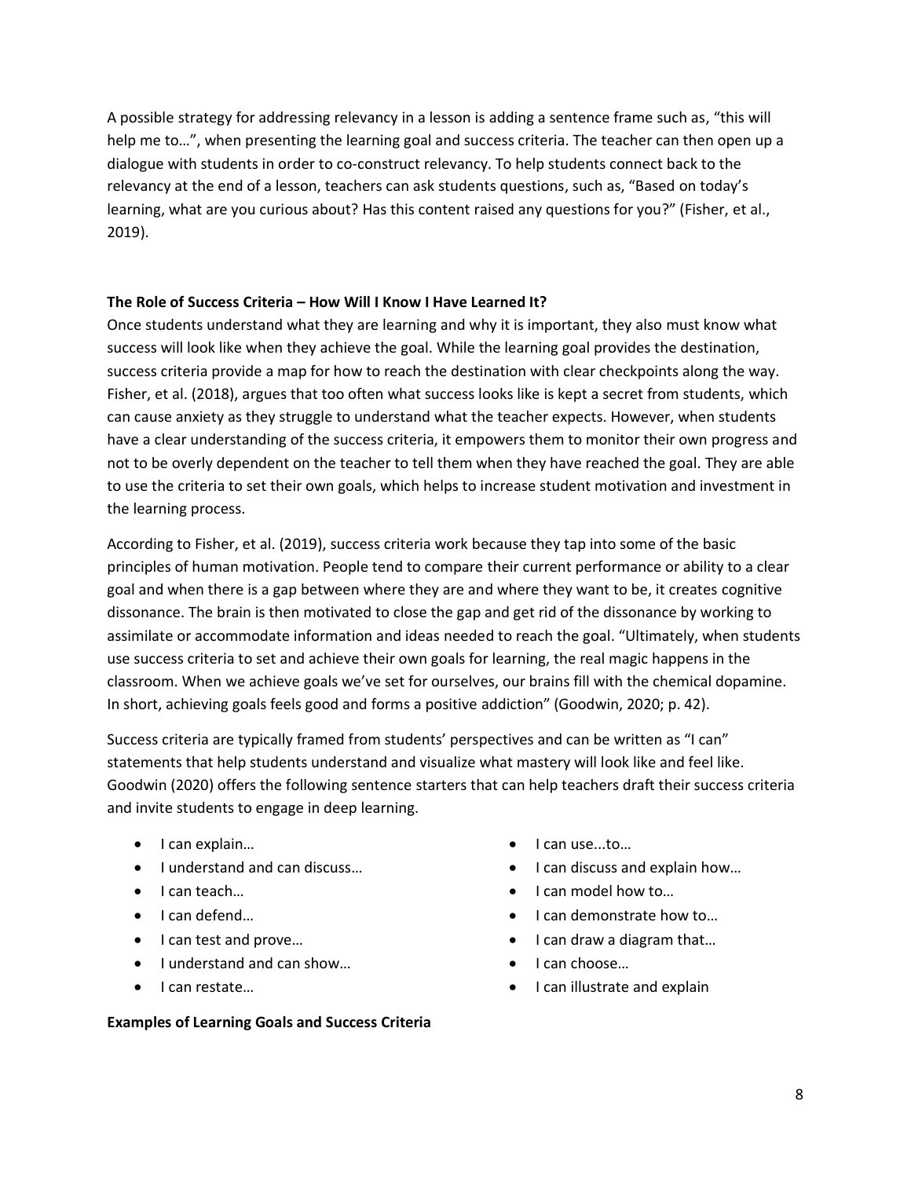A possible strategy for addressing relevancy in a lesson is adding a sentence frame such as, "this will help me to…", when presenting the learning goal and success criteria. The teacher can then open up a dialogue with students in order to co-construct relevancy. To help students connect back to the relevancy at the end of a lesson, teachers can ask students questions, such as, "Based on today's learning, what are you curious about? Has this content raised any questions for you?" (Fisher, et al., 2019).

**The Role of Success Criteria – How Will I Know I Have Learned It?**

Once students understand what they are learning and why it is important, they also must know what success will look like when they achieve the goal. While the learning goal provides the destination, success criteria provide a map for how to reach the destination with clear checkpoints along the way. Fisher, et al. (2018), argues that too often what success looks like is kept a secret from students, which can cause anxiety as they struggle to understand what the teacher expects. However, when students have a clear understanding of the success criteria, it empowers them to monitor their own progress and not to be overly dependent on the teacher to tell them when they have reached the goal. They are able to use the criteria to set their own goals, which helps to increase student motivation and investment in the learning process.

According to Fisher, et al. (2019), success criteria work because they tap into some of the basic principles of human motivation. People tend to compare their current performance or ability to a clear goal and when there is a gap between where they are and where they want to be, it creates cognitive dissonance. The brain is then motivated to close the gap and get rid of the dissonance by working to assimilate or accommodate information and ideas needed to reach the goal. "Ultimately, when students use success criteria to set and achieve their own goals for learning, the real magic happens in the classroom. When we achieve goals we've set for ourselves, our brains fill with the chemical dopamine. In short, achieving goals feels good and forms a positive addiction" (Goodwin, 2020; p. 42).

Success criteria are typically framed from students' perspectives and can be written as "I can" statements that help students understand and visualize what mastery will look like and feel like. Goodwin (2020) offers the following sentence starters that can help teachers draft their success criteria and invite students to engage in deep learning.

- I can explain…
- I understand and can discuss…
- I can teach…
- I can defend…
- I can test and prove…
- I understand and can show…
- I can restate…
- I can use...to…
- I can discuss and explain how…
- I can model how to…
- I can demonstrate how to…
- I can draw a diagram that…
- I can choose…
- I can illustrate and explain

**Examples of Learning Goals and Success Criteria**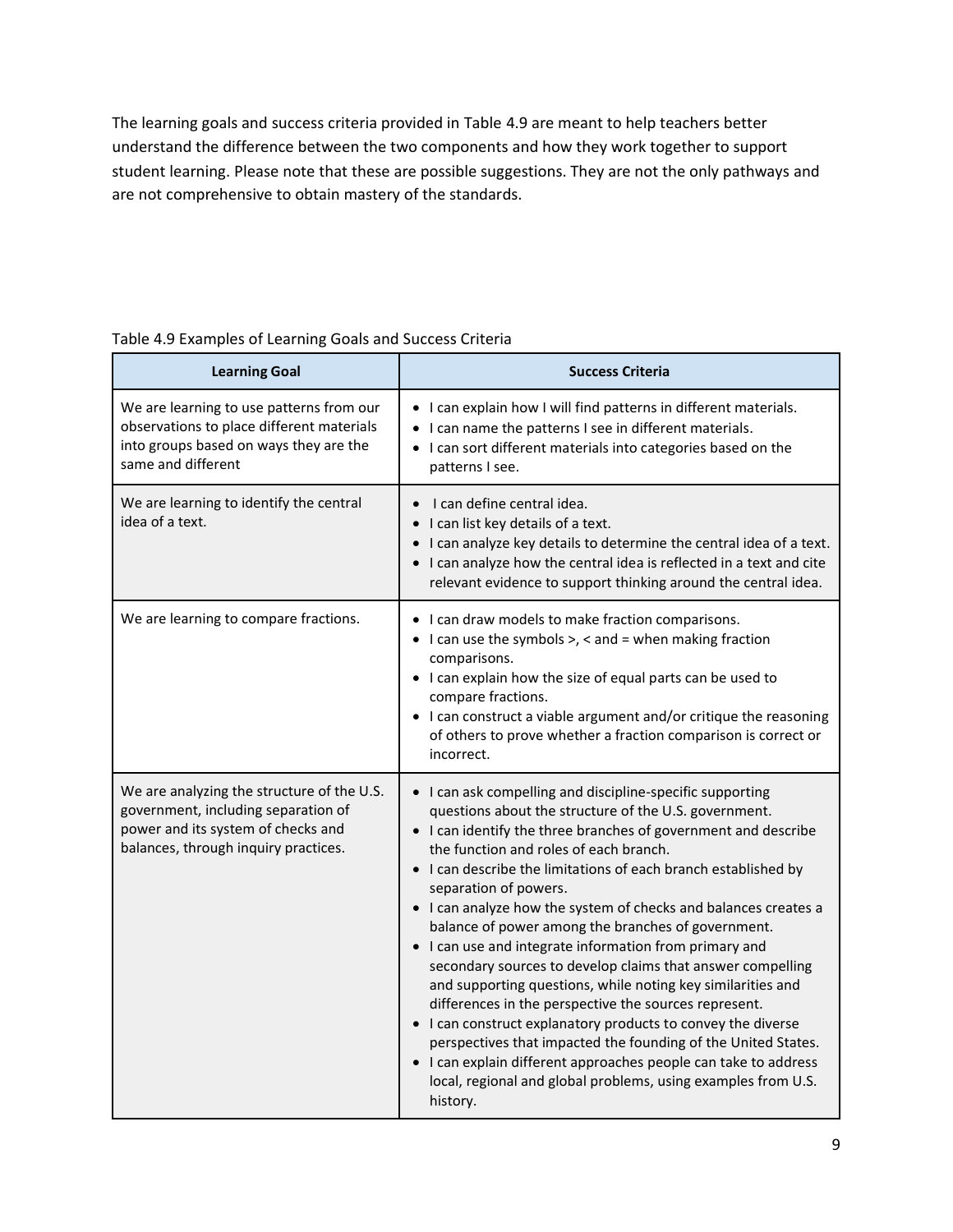The learning goals and success criteria provided in Table 4.9 are meant to help teachers better understand the difference between the two components and how they work together to support student learning. Please note that these are possible suggestions. They are not the only pathways and are not comprehensive to obtain mastery of the standards.

Table 4.9 Examples of Learning Goals and Success Criteria

| Learning Goal | Success Criteria |
| --- | --- |
| We are learning to use patterns from our observations to place different materials into groups based on ways they are the same and different | • I can explain how I will find patterns in different materials.<br>• I can name the patterns I see in different materials.<br>• I can sort different materials into categories based on the patterns I see. |
| We are learning to identify the central idea of a text. | • I can define central idea.<br>• I can list key details of a text.<br>• I can analyze key details to determine the central idea of a text.<br>• I can analyze how the central idea is reflected in a text and cite relevant evidence to support thinking around the central idea. |
| We are learning to compare fractions. | • I can draw models to make fraction comparisons.<br>• I can use the symbols >, < and = when making fraction comparisons.<br>• I can explain how the size of equal parts can be used to compare fractions.<br>• I can construct a viable argument and/or critique the reasoning of others to prove whether a fraction comparison is correct or incorrect. |
| We are analyzing the structure of the U.S. government, including separation of power and its system of checks and balances, through inquiry practices. | • I can ask compelling and discipline-specific supporting questions about the structure of the U.S. government.<br>• I can identify the three branches of government and describe the function and roles of each branch.<br>• I can describe the limitations of each branch established by separation of powers.<br>• I can analyze how the system of checks and balances creates a balance of power among the branches of government.<br>• I can use and integrate information from primary and secondary sources to develop claims that answer compelling and supporting questions, while noting key similarities and differences in the perspective the sources represent.<br>• I can construct explanatory products to convey the diverse perspectives that impacted the founding of the United States.<br>• I can explain different approaches people can take to address local, regional and global problems, using examples from U.S. history. |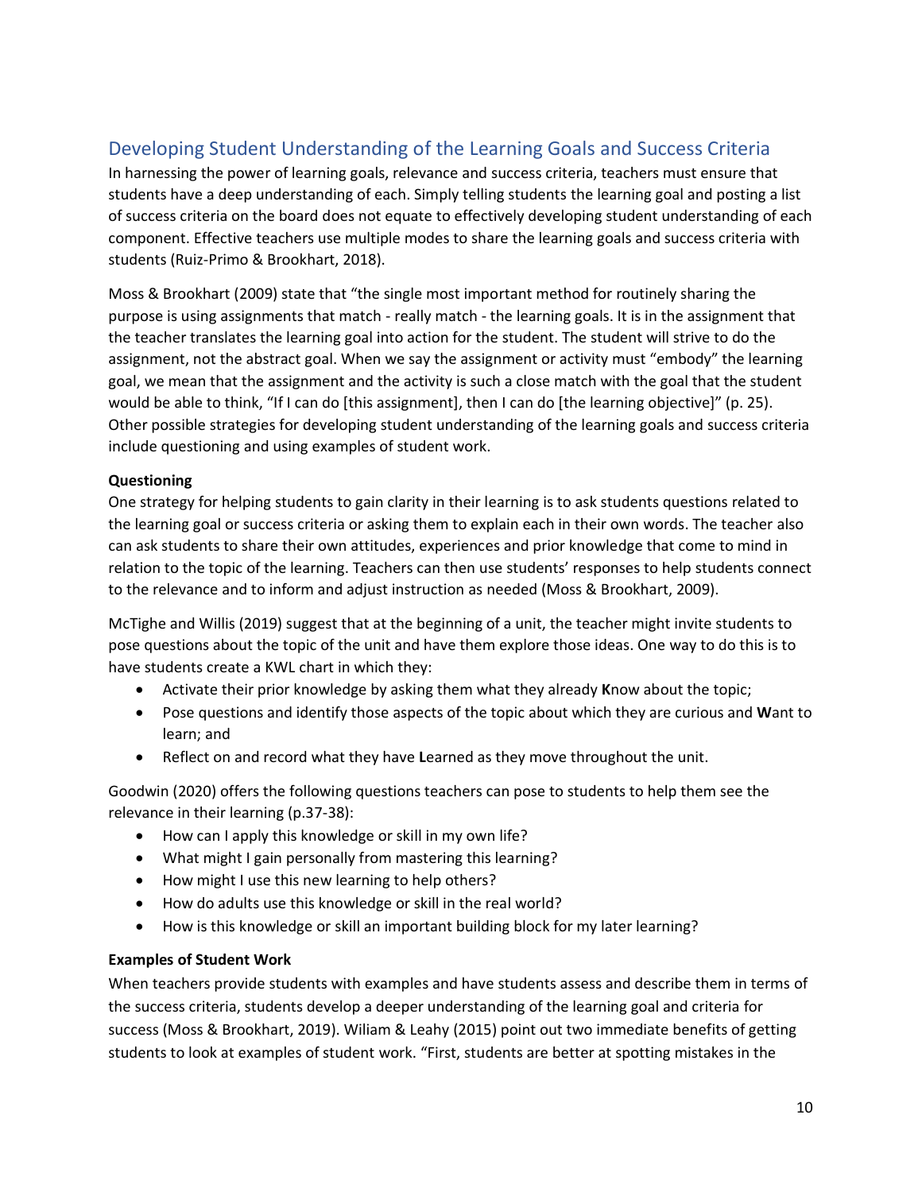## Developing Student Understanding of the Learning Goals and Success Criteria

In harnessing the power of learning goals, relevance and success criteria, teachers must ensure that students have a deep understanding of each. Simply telling students the learning goal and posting a list of success criteria on the board does not equate to effectively developing student understanding of each component. Effective teachers use multiple modes to share the learning goals and success criteria with students (Ruiz-Primo & Brookhart, 2018).

Moss & Brookhart (2009) state that "the single most important method for routinely sharing the purpose is using assignments that match - really match - the learning goals. It is in the assignment that the teacher translates the learning goal into action for the student. The student will strive to do the assignment, not the abstract goal. When we say the assignment or activity must "embody" the learning goal, we mean that the assignment and the activity is such a close match with the goal that the student would be able to think, "If I can do [this assignment], then I can do [the learning objective]" (p. 25). Other possible strategies for developing student understanding of the learning goals and success criteria include questioning and using examples of student work.

**Questioning**

One strategy for helping students to gain clarity in their learning is to ask students questions related to the learning goal or success criteria or asking them to explain each in their own words. The teacher also can ask students to share their own attitudes, experiences and prior knowledge that come to mind in relation to the topic of the learning. Teachers can then use students' responses to help students connect to the relevance and to inform and adjust instruction as needed (Moss & Brookhart, 2009).

McTighe and Willis (2019) suggest that at the beginning of a unit, the teacher might invite students to pose questions about the topic of the unit and have them explore those ideas. One way to do this is to have students create a KWL chart in which they:

- Activate their prior knowledge by asking them what they already **K**now about the topic;
- Pose questions and identify those aspects of the topic about which they are curious and **W**ant to learn; and
- Reflect on and record what they have **L**earned as they move throughout the unit.

Goodwin (2020) offers the following questions teachers can pose to students to help them see the relevance in their learning (p.37-38):

- How can I apply this knowledge or skill in my own life?
- What might I gain personally from mastering this learning?
- How might I use this new learning to help others?
- How do adults use this knowledge or skill in the real world?
- How is this knowledge or skill an important building block for my later learning?

**Examples of Student Work**

When teachers provide students with examples and have students assess and describe them in terms of the success criteria, students develop a deeper understanding of the learning goal and criteria for success (Moss & Brookhart, 2019). Wiliam & Leahy (2015) point out two immediate benefits of getting students to look at examples of student work. "First, students are better at spotting mistakes in the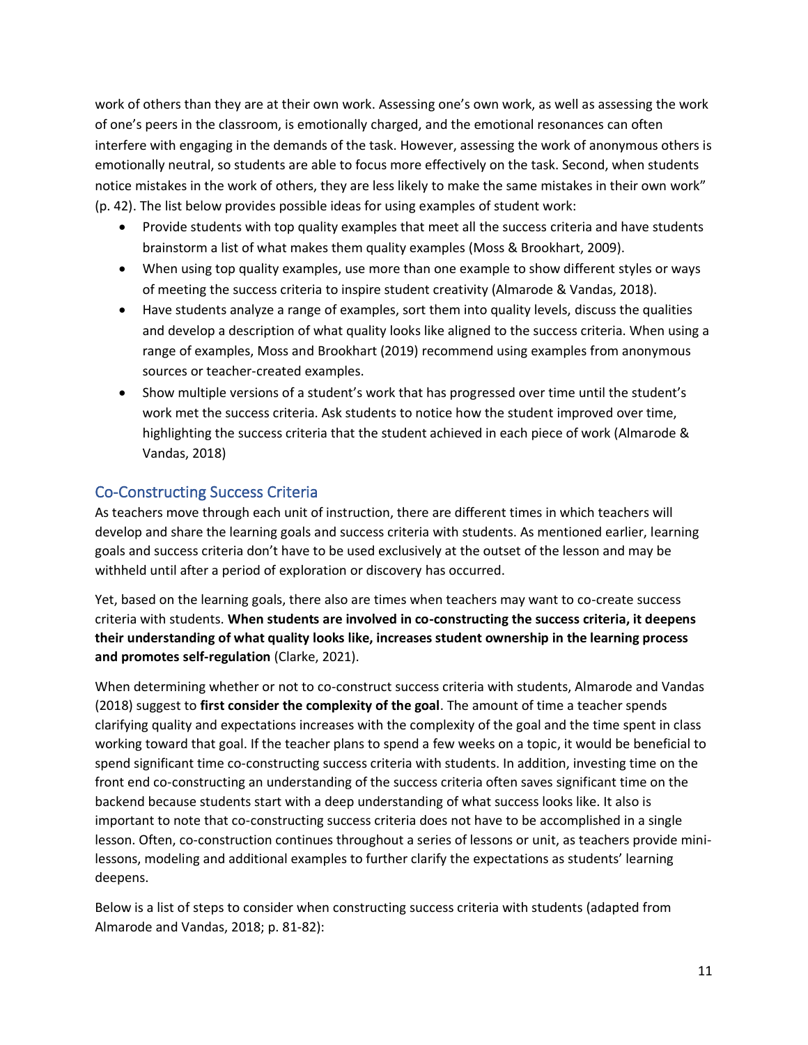work of others than they are at their own work. Assessing one's own work, as well as assessing the work of one's peers in the classroom, is emotionally charged, and the emotional resonances can often interfere with engaging in the demands of the task. However, assessing the work of anonymous others is emotionally neutral, so students are able to focus more effectively on the task. Second, when students notice mistakes in the work of others, they are less likely to make the same mistakes in their own work" (p. 42). The list below provides possible ideas for using examples of student work:

- Provide students with top quality examples that meet all the success criteria and have students brainstorm a list of what makes them quality examples (Moss & Brookhart, 2009).
- When using top quality examples, use more than one example to show different styles or ways of meeting the success criteria to inspire student creativity (Almarode & Vandas, 2018).
- Have students analyze a range of examples, sort them into quality levels, discuss the qualities and develop a description of what quality looks like aligned to the success criteria. When using a range of examples, Moss and Brookhart (2019) recommend using examples from anonymous sources or teacher-created examples.
- Show multiple versions of a student's work that has progressed over time until the student's work met the success criteria. Ask students to notice how the student improved over time, highlighting the success criteria that the student achieved in each piece of work (Almarode & Vandas, 2018)

## Co-Constructing Success Criteria

As teachers move through each unit of instruction, there are different times in which teachers will develop and share the learning goals and success criteria with students. As mentioned earlier, learning goals and success criteria don't have to be used exclusively at the outset of the lesson and may be withheld until after a period of exploration or discovery has occurred.

Yet, based on the learning goals, there also are times when teachers may want to co-create success criteria with students. **When students are involved in co-constructing the success criteria, it deepens their understanding of what quality looks like, increases student ownership in the learning process and promotes self-regulation** (Clarke, 2021).

When determining whether or not to co-construct success criteria with students, Almarode and Vandas (2018) suggest to **first consider the complexity of the goal**. The amount of time a teacher spends clarifying quality and expectations increases with the complexity of the goal and the time spent in class working toward that goal. If the teacher plans to spend a few weeks on a topic, it would be beneficial to spend significant time co-constructing success criteria with students. In addition, investing time on the front end co-constructing an understanding of the success criteria often saves significant time on the backend because students start with a deep understanding of what success looks like. It also is important to note that co-constructing success criteria does not have to be accomplished in a single lesson. Often, co-construction continues throughout a series of lessons or unit, as teachers provide mini-lessons, modeling and additional examples to further clarify the expectations as students' learning deepens.

Below is a list of steps to consider when constructing success criteria with students (adapted from Almarode and Vandas, 2018; p. 81-82):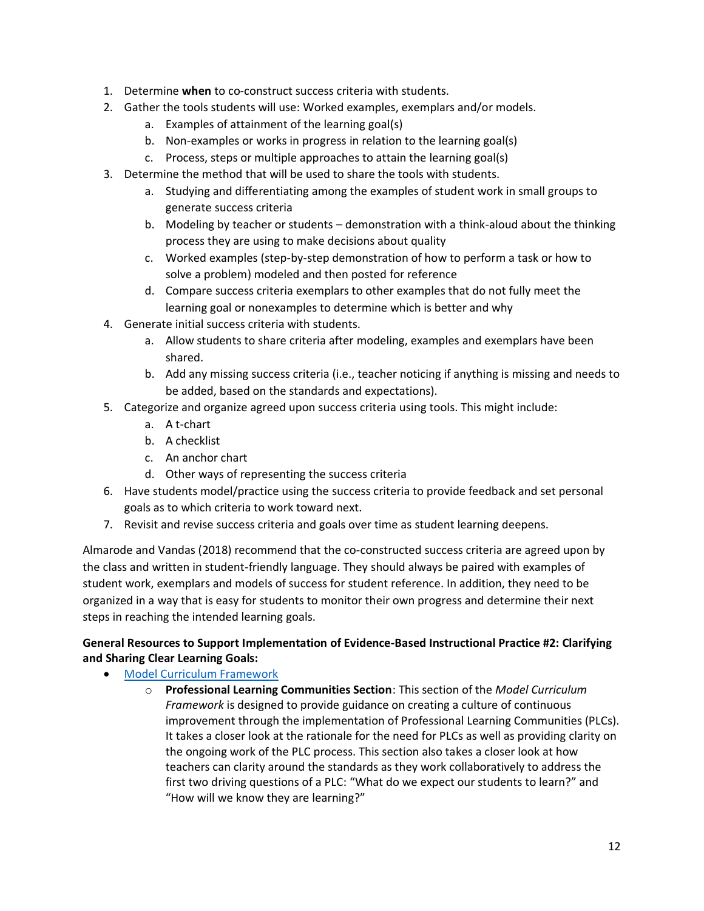1. Determine **when** to co-construct success criteria with students.
2. Gather the tools students will use: Worked examples, exemplars and/or models.
    a. Examples of attainment of the learning goal(s)
    b. Non-examples or works in progress in relation to the learning goal(s)
    c. Process, steps or multiple approaches to attain the learning goal(s)
3. Determine the method that will be used to share the tools with students.
    a. Studying and differentiating among the examples of student work in small groups to generate success criteria
    b. Modeling by teacher or students – demonstration with a think-aloud about the thinking process they are using to make decisions about quality
    c. Worked examples (step-by-step demonstration of how to perform a task or how to solve a problem) modeled and then posted for reference
    d. Compare success criteria exemplars to other examples that do not fully meet the learning goal or nonexamples to determine which is better and why
4. Generate initial success criteria with students.
    a. Allow students to share criteria after modeling, examples and exemplars have been shared.
    b. Add any missing success criteria (i.e., teacher noticing if anything is missing and needs to be added, based on the standards and expectations).
5. Categorize and organize agreed upon success criteria using tools. This might include:
    a. A t-chart
    b. A checklist
    c. An anchor chart
    d. Other ways of representing the success criteria
6. Have students model/practice using the success criteria to provide feedback and set personal goals as to which criteria to work toward next.
7. Revisit and revise success criteria and goals over time as student learning deepens.

Almarode and Vandas (2018) recommend that the co-constructed success criteria are agreed upon by the class and written in student-friendly language. They should always be paired with examples of student work, exemplars and models of success for student reference. In addition, they need to be organized in a way that is easy for students to monitor their own progress and determine their next steps in reaching the intended learning goals.

**General Resources to Support Implementation of Evidence-Based Instructional Practice #2: Clarifying and Sharing Clear Learning Goals:**

- Model Curriculum Framework
    - **Professional Learning Communities Section**: This section of the *Model Curriculum Framework* is designed to provide guidance on creating a culture of continuous improvement through the implementation of Professional Learning Communities (PLCs). It takes a closer look at the rationale for the need for PLCs as well as providing clarity on the ongoing work of the PLC process. This section also takes a closer look at how teachers can clarity around the standards as they work collaboratively to address the first two driving questions of a PLC: "What do we expect our students to learn?" and "How will we know they are learning?"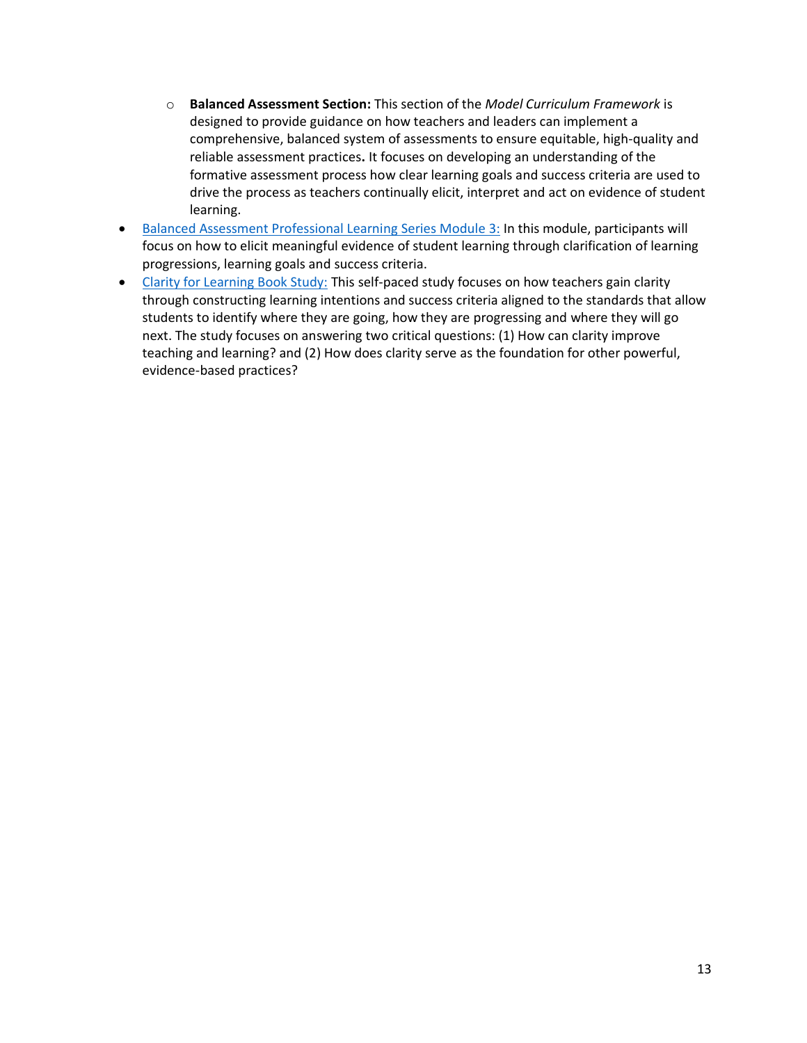- **Balanced Assessment Section:** This section of the *Model Curriculum Framework* is designed to provide guidance on how teachers and leaders can implement a comprehensive, balanced system of assessments to ensure equitable, high-quality and reliable assessment practices**.** It focuses on developing an understanding of the formative assessment process how clear learning goals and success criteria are used to drive the process as teachers continually elicit, interpret and act on evidence of student learning.

- Balanced Assessment Professional Learning Series Module 3: In this module, participants will focus on how to elicit meaningful evidence of student learning through clarification of learning progressions, learning goals and success criteria.
- Clarity for Learning Book Study: This self-paced study focuses on how teachers gain clarity through constructing learning intentions and success criteria aligned to the standards that allow students to identify where they are going, how they are progressing and where they will go next. The study focuses on answering two critical questions: (1) How can clarity improve teaching and learning? and (2) How does clarity serve as the foundation for other powerful, evidence-based practices?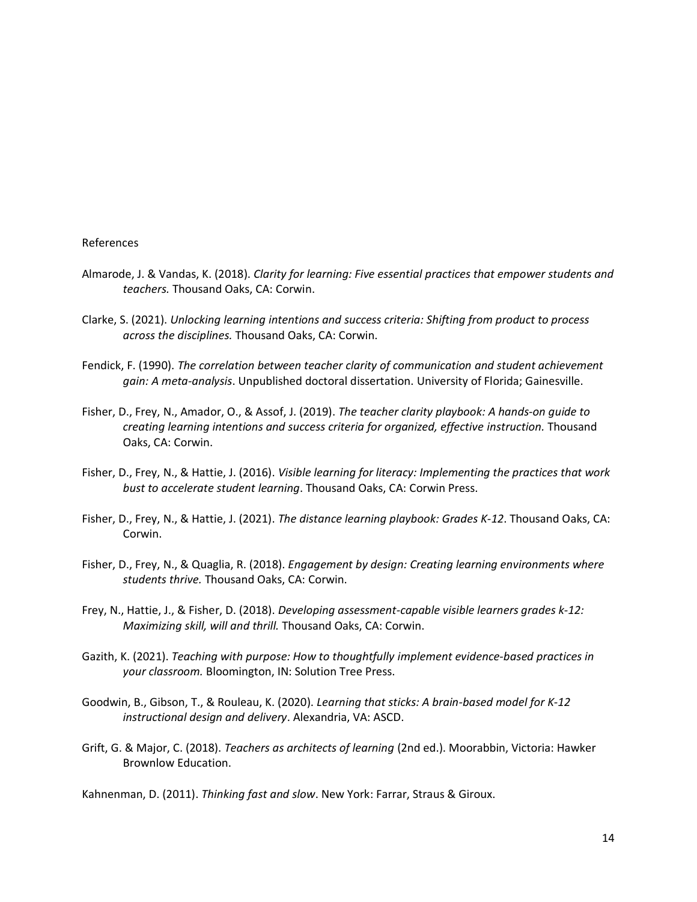References

Almarode, J. & Vandas, K. (2018). *Clarity for learning: Five essential practices that empower students and teachers.* Thousand Oaks, CA: Corwin.

Clarke, S. (2021). *Unlocking learning intentions and success criteria: Shifting from product to process across the disciplines.* Thousand Oaks, CA: Corwin.

Fendick, F. (1990). *The correlation between teacher clarity of communication and student achievement gain: A meta-analysis*. Unpublished doctoral dissertation. University of Florida; Gainesville.

Fisher, D., Frey, N., Amador, O., & Assof, J. (2019). *The teacher clarity playbook: A hands-on guide to creating learning intentions and success criteria for organized, effective instruction.* Thousand Oaks, CA: Corwin.

Fisher, D., Frey, N., & Hattie, J. (2016). *Visible learning for literacy: Implementing the practices that work bust to accelerate student learning*. Thousand Oaks, CA: Corwin Press.

Fisher, D., Frey, N., & Hattie, J. (2021). *The distance learning playbook: Grades K-12*. Thousand Oaks, CA: Corwin.

Fisher, D., Frey, N., & Quaglia, R. (2018). *Engagement by design: Creating learning environments where students thrive.* Thousand Oaks, CA: Corwin.

Frey, N., Hattie, J., & Fisher, D. (2018). *Developing assessment-capable visible learners grades k-12: Maximizing skill, will and thrill.* Thousand Oaks, CA: Corwin.

Gazith, K. (2021). *Teaching with purpose: How to thoughtfully implement evidence-based practices in your classroom.* Bloomington, IN: Solution Tree Press.

Goodwin, B., Gibson, T., & Rouleau, K. (2020). *Learning that sticks: A brain-based model for K-12 instructional design and delivery*. Alexandria, VA: ASCD.

Grift, G. & Major, C. (2018). *Teachers as architects of learning* (2nd ed.). Moorabbin, Victoria: Hawker Brownlow Education.

Kahnenman, D. (2011). *Thinking fast and slow*. New York: Farrar, Straus & Giroux.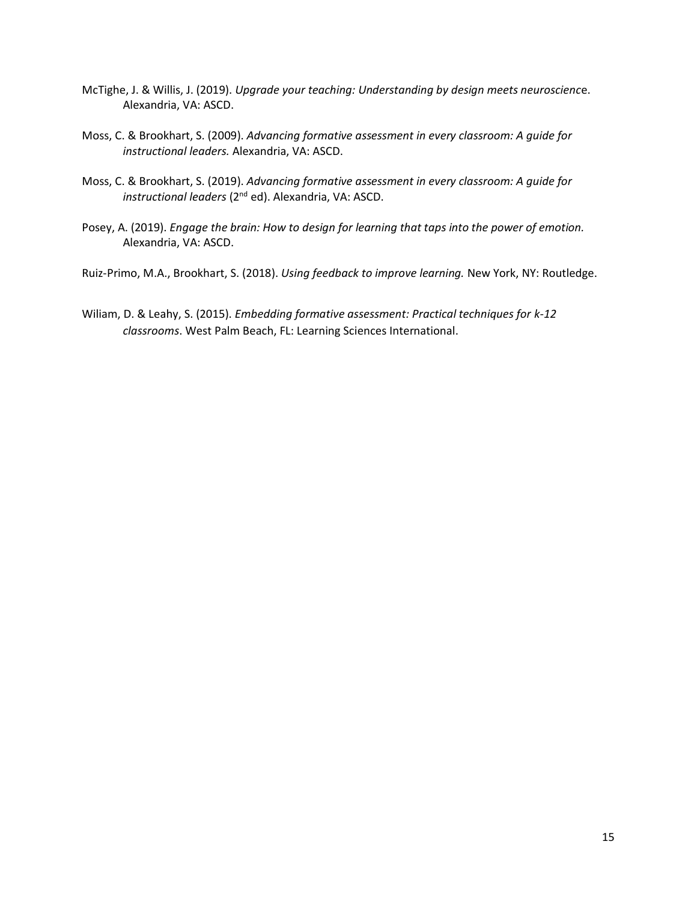McTighe, J. & Willis, J. (2019). *Upgrade your teaching: Understanding by design meets neuroscience*. Alexandria, VA: ASCD.

Moss, C. & Brookhart, S. (2009). *Advancing formative assessment in every classroom: A guide for instructional leaders.* Alexandria, VA: ASCD.

Moss, C. & Brookhart, S. (2019). *Advancing formative assessment in every classroom: A guide for instructional leaders* (2nd ed). Alexandria, VA: ASCD.

Posey, A. (2019). *Engage the brain: How to design for learning that taps into the power of emotion.* Alexandria, VA: ASCD.

Ruiz-Primo, M.A., Brookhart, S. (2018). *Using feedback to improve learning.* New York, NY: Routledge.

Wiliam, D. & Leahy, S. (2015). *Embedding formative assessment: Practical techniques for k-12 classrooms*. West Palm Beach, FL: Learning Sciences International.